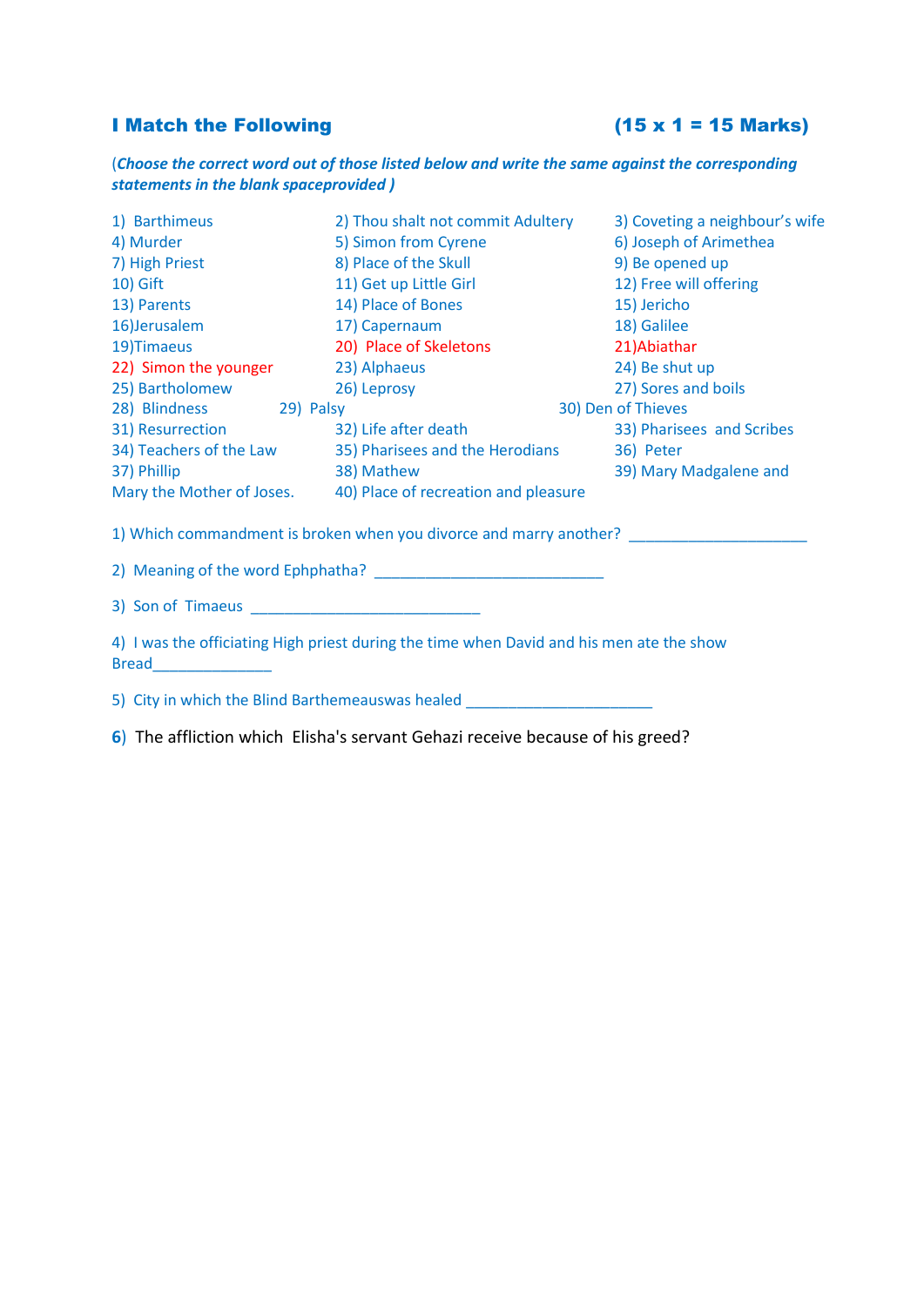## I Match the Following (15 x 1 = 15 Marks)

(***Choose the correct word out of those listed below and write the same against the corresponding statements in the blank spaceprovided*** )

| | | |
|---|---|---|
| 1) Barthimeus | 2) Thou shalt not commit Adultery | 3) Coveting a neighbour's wife |
| 4) Murder | 5) Simon from Cyrene | 6) Joseph of Arimethea |
| 7) High Priest | 8) Place of the Skull | 9) Be opened up |
| 10) Gift | 11) Get up Little Girl | 12) Free will offering |
| 13) Parents | 14) Place of Bones | 15) Jericho |
| 16)Jerusalem | 17) Capernaum | 18) Galilee |
| 19)Timaeus | 20) Place of Skeletons | 21)Abiathar |
| 22) Simon the younger | 23) Alphaeus | 24) Be shut up |
| 25) Bartholomew | 26) Leprosy | 27) Sores and boils |
| 28) Blindness 29) Palsy | | 30) Den of Thieves |
| 31) Resurrection | 32) Life after death | 33) Pharisees and Scribes |
| 34) Teachers of the Law | 35) Pharisees and the Herodians | 36) Peter |
| 37) Phillip | 38) Mathew | 39) Mary Madgalene and |
| Mary the Mother of Joses. | 40) Place of recreation and pleasure | |

1) Which commandment is broken when you divorce and marry another? ____________________

2) Meaning of the word Ephphatha? __________________________

3) Son of Timaeus __________________________

4) I was the officiating High priest during the time when David and his men ate the show Bread_____________

5) City in which the Blind Barthemeauswas healed _____________________

6) The affliction which Elisha's servant Gehazi receive because of his greed?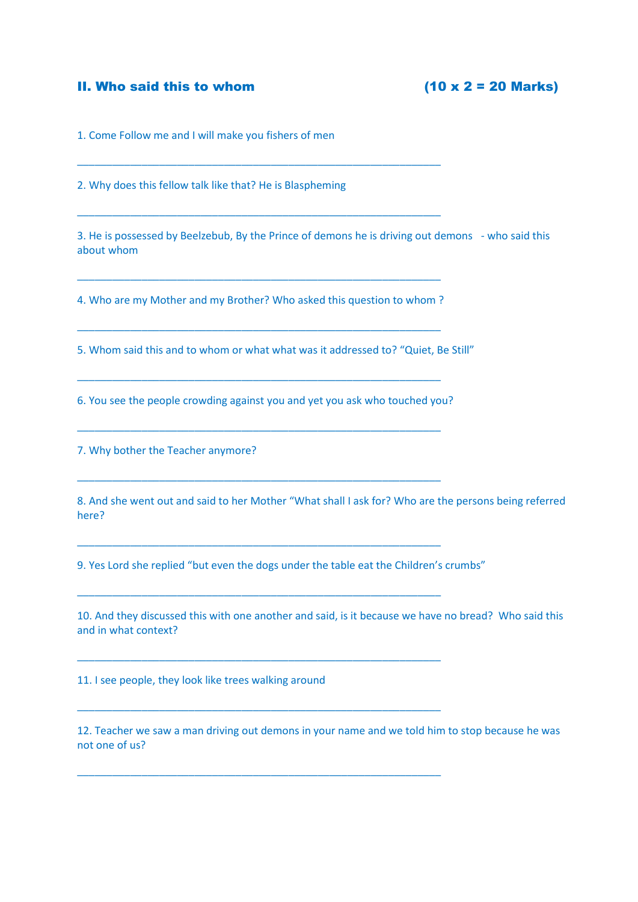## II. Who said this to whom (10 x 2 = 20 Marks)

1. Come Follow me and I will make you fishers of men

_______________________________________________________________

2. Why does this fellow talk like that? He is Blaspheming

_______________________________________________________________

3. He is possessed by Beelzebub, By the Prince of demons he is driving out demons - who said this about whom

_______________________________________________________________

4. Who are my Mother and my Brother? Who asked this question to whom ?

_______________________________________________________________

5. Whom said this and to whom or what what was it addressed to? "Quiet, Be Still"

_______________________________________________________________

6. You see the people crowding against you and yet you ask who touched you?

_______________________________________________________________

7. Why bother the Teacher anymore?

_______________________________________________________________

8. And she went out and said to her Mother "What shall I ask for? Who are the persons being referred here?

_______________________________________________________________

9. Yes Lord she replied "but even the dogs under the table eat the Children's crumbs"

_______________________________________________________________

10. And they discussed this with one another and said, is it because we have no bread? Who said this and in what context?

_______________________________________________________________

11. I see people, they look like trees walking around

_______________________________________________________________

12. Teacher we saw a man driving out demons in your name and we told him to stop because he was not one of us?

_______________________________________________________________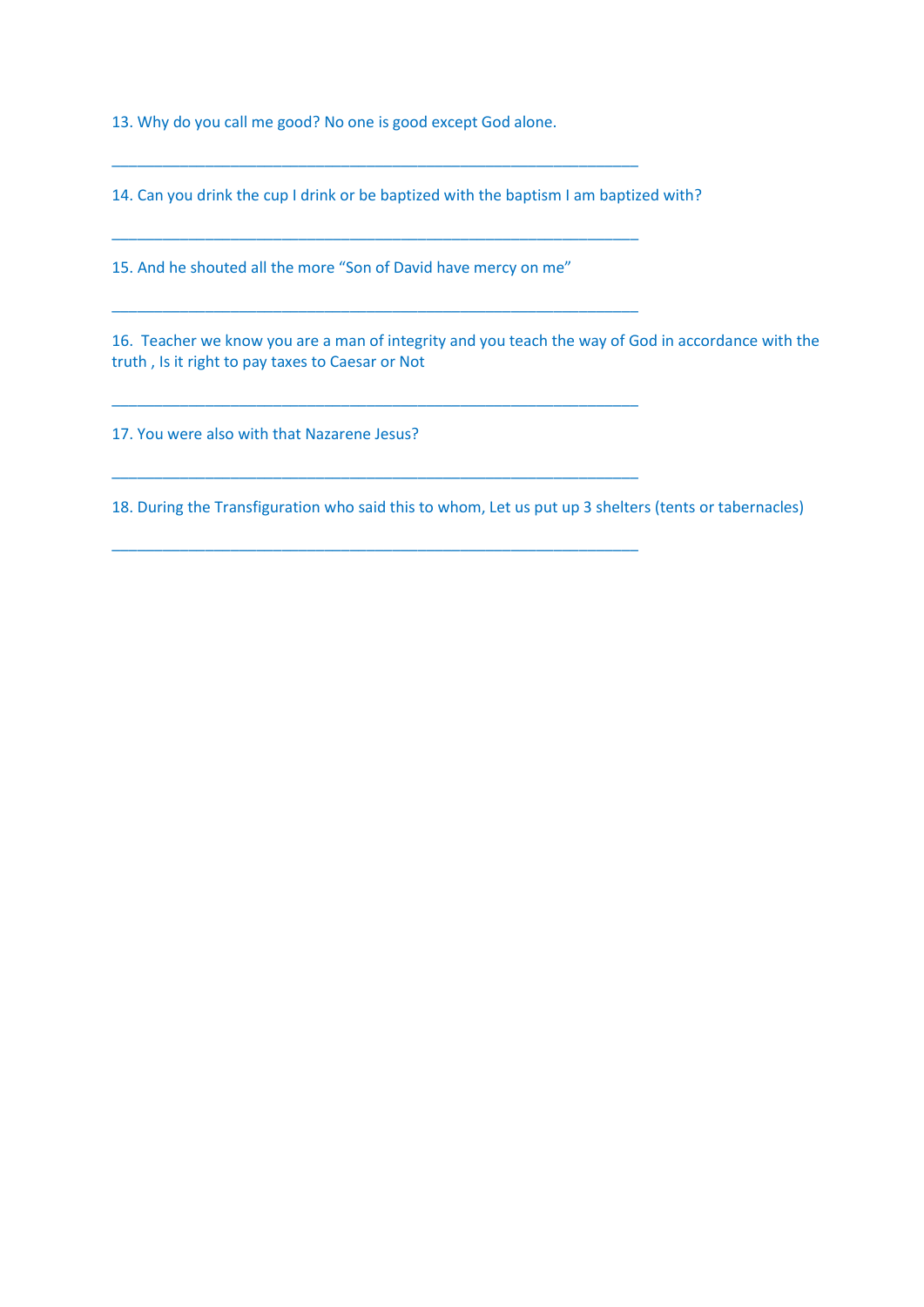13. Why do you call me good? No one is good except God alone.

_______________________________________________________________

14. Can you drink the cup I drink or be baptized with the baptism I am baptized with?

_______________________________________________________________

15. And he shouted all the more "Son of David have mercy on me"

_______________________________________________________________

16. Teacher we know you are a man of integrity and you teach the way of God in accordance with the truth , Is it right to pay taxes to Caesar or Not

_______________________________________________________________

17. You were also with that Nazarene Jesus?

_______________________________________________________________

18. During the Transfiguration who said this to whom, Let us put up 3 shelters (tents or tabernacles)

_______________________________________________________________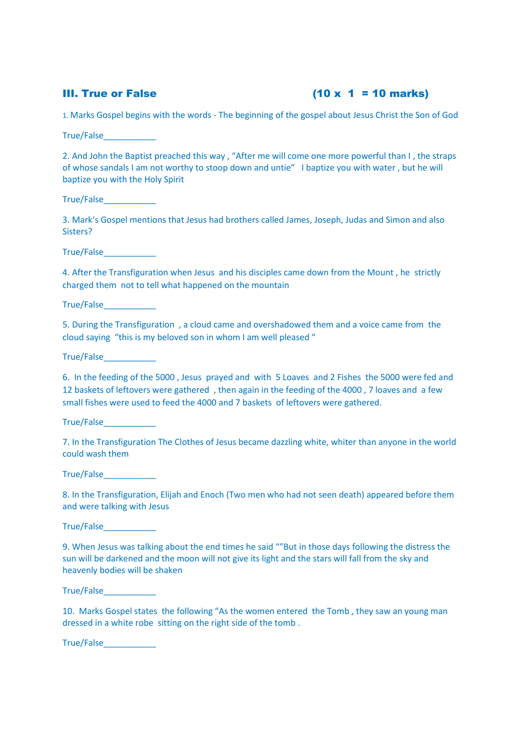### III. True or False (10 x 1 = 10 marks)

1. Marks Gospel begins with the words - The beginning of the gospel about Jesus Christ the Son of God

True/False___________

2. And John the Baptist preached this way , "After me will come one more powerful than I , the straps of whose sandals I am not worthy to stoop down and untie" I baptize you with water , but he will baptize you with the Holy Spirit

True/False___________

3. Mark's Gospel mentions that Jesus had brothers called James, Joseph, Judas and Simon and also Sisters?

True/False___________

4. After the Transfiguration when Jesus and his disciples came down from the Mount , he strictly charged them not to tell what happened on the mountain

True/False___________

5. During the Transfiguration , a cloud came and overshadowed them and a voice came from the cloud saying "this is my beloved son in whom I am well pleased "

True/False___________

6. In the feeding of the 5000 , Jesus prayed and with 5 Loaves and 2 Fishes the 5000 were fed and 12 baskets of leftovers were gathered , then again in the feeding of the 4000 , 7 loaves and a few small fishes were used to feed the 4000 and 7 baskets of leftovers were gathered.

True/False___________

7. In the Transfiguration The Clothes of Jesus became dazzling white, whiter than anyone in the world could wash them

True/False___________

8. In the Transfiguration, Elijah and Enoch (Two men who had not seen death) appeared before them and were talking with Jesus

True/False___________

9. When Jesus was talking about the end times he said ""But in those days following the distress the sun will be darkened and the moon will not give its light and the stars will fall from the sky and heavenly bodies will be shaken

True/False___________

10. Marks Gospel states the following "As the women entered the Tomb , they saw an young man dressed in a white robe sitting on the right side of the tomb .

True/False___________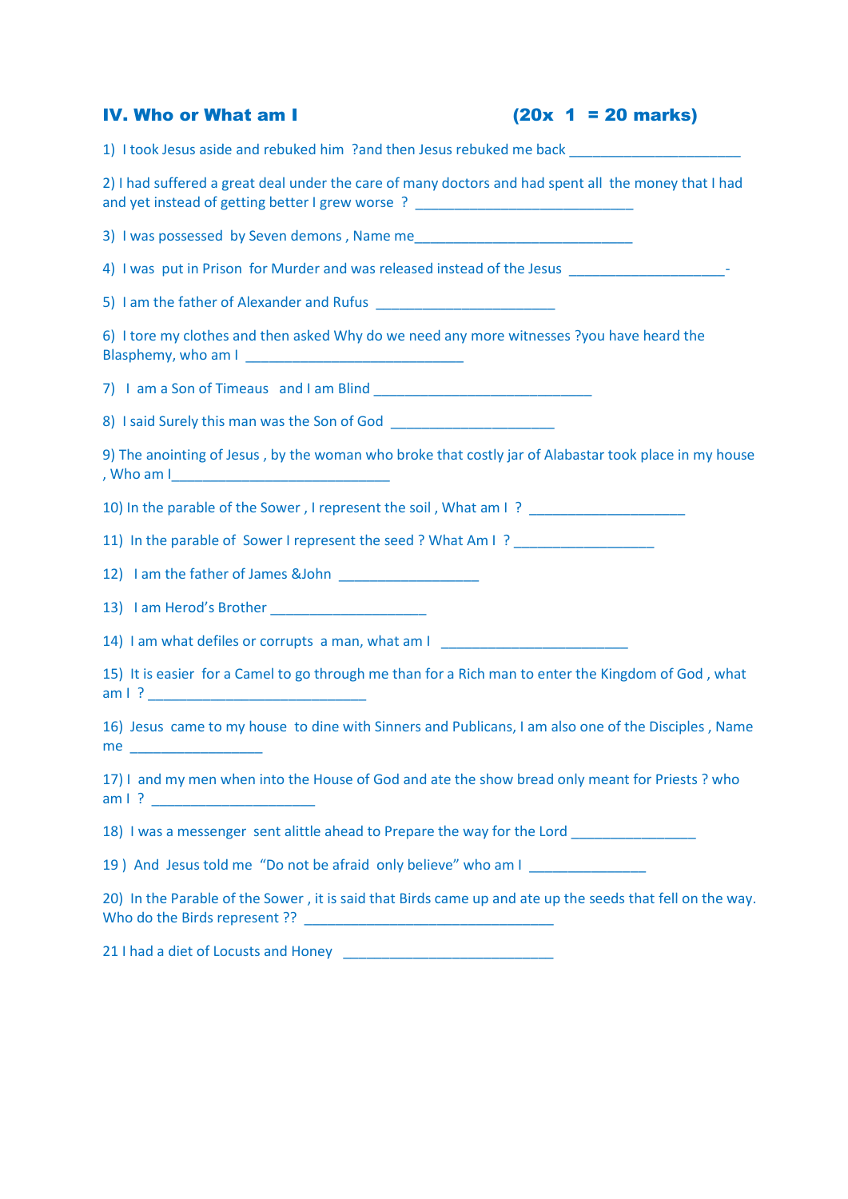## IV. Who or What am I (20x 1 = 20 marks)

1) I took Jesus aside and rebuked him ?and then Jesus rebuked me back ______________________

2) I had suffered a great deal under the care of many doctors and had spent all the money that I had and yet instead of getting better I grew worse ? ____________________________

3) I was possessed by Seven demons , Name me____________________________

4) I was put in Prison for Murder and was released instead of the Jesus ____________________-

5) I am the father of Alexander and Rufus _______________________

6) I tore my clothes and then asked Why do we need any more witnesses ?you have heard the Blasphemy, who am I ____________________________

7) I am a Son of Timeaus and I am Blind ____________________________

8) I said Surely this man was the Son of God _____________________

9) The anointing of Jesus , by the woman who broke that costly jar of Alabastar took place in my house , Who am I____________________________

10) In the parable of the Sower , I represent the soil , What am I ? ____________________

11) In the parable of Sower I represent the seed ? What Am I ? __________________

12) I am the father of James &John __________________

13) I am Herod's Brother ____________________

14) I am what defiles or corrupts a man, what am I ________________________

15) It is easier for a Camel to go through me than for a Rich man to enter the Kingdom of God , what am I ? ____________________________

16) Jesus came to my house to dine with Sinners and Publicans, I am also one of the Disciples , Name me _________________

17) I and my men when into the House of God and ate the show bread only meant for Priests ? who am I ? _____________________

18) I was a messenger sent alittle ahead to Prepare the way for the Lord ________________

19 ) And Jesus told me "Do not be afraid only believe" who am I _______________

20) In the Parable of the Sower , it is said that Birds came up and ate up the seeds that fell on the way. Who do the Birds represent ?? ________________________________

21 I had a diet of Locusts and Honey ___________________________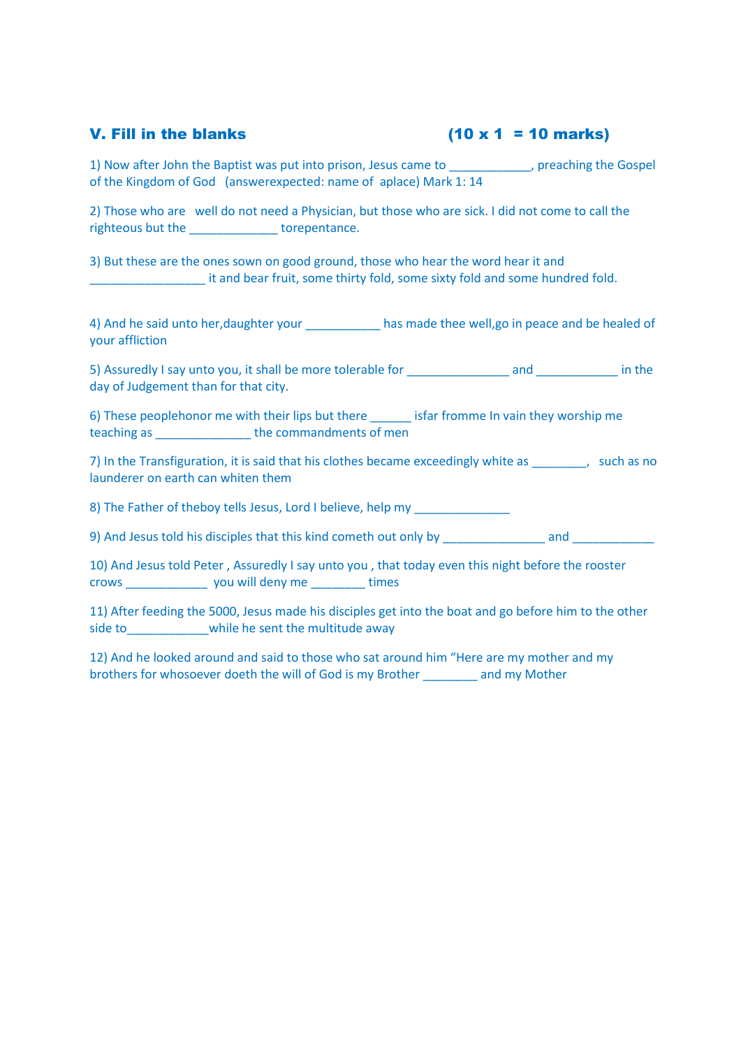## V. Fill in the blanks (10 x 1 = 10 marks)

1) Now after John the Baptist was put into prison, Jesus came to ____________, preaching the Gospel of the Kingdom of God (answerexpected: name of aplace) Mark 1: 14

2) Those who are well do not need a Physician, but those who are sick. I did not come to call the righteous but the _____________ torepentance.

3) But these are the ones sown on good ground, those who hear the word hear it and _________________ it and bear fruit, some thirty fold, some sixty fold and some hundred fold.

4) And he said unto her,daughter your ___________ has made thee well,go in peace and be healed of your affliction

5) Assuredly I say unto you, it shall be more tolerable for _______________ and ____________ in the day of Judgement than for that city.

6) These peoplehonor me with their lips but there ______ isfar fromme In vain they worship me teaching as ______________ the commandments of men

7) In the Transfiguration, it is said that his clothes became exceedingly white as ________, such as no launderer on earth can whiten them

8) The Father of theboy tells Jesus, Lord I believe, help my ______________

9) And Jesus told his disciples that this kind cometh out only by _______________ and ____________

10) And Jesus told Peter , Assuredly I say unto you , that today even this night before the rooster crows ____________ you will deny me ________ times

11) After feeding the 5000, Jesus made his disciples get into the boat and go before him to the other side to____________while he sent the multitude away

12) And he looked around and said to those who sat around him "Here are my mother and my brothers for whosoever doeth the will of God is my Brother ________ and my Mother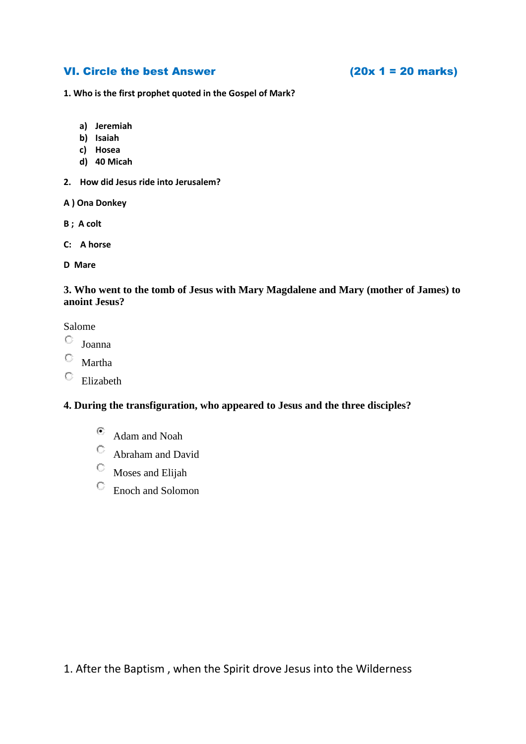## VI. Circle the best Answer (20x 1 = 20 marks)

**1. Who is the first prophet quoted in the Gospel of Mark?**

- **a) Jeremiah**
- **b) Isaiah**
- **c) Hosea**
- **d) 40 Micah**

**2. How did Jesus ride into Jerusalem?**

**A ) Ona Donkey**

**B ; A colt**

**C: A horse**

**D Mare**

**3. Who went to the tomb of Jesus with Mary Magdalene and Mary (mother of James) to anoint Jesus?**

Salome

- Joanna
- Martha
- Elizabeth

**4. During the transfiguration, who appeared to Jesus and the three disciples?**

- Adam and Noah
- Abraham and David
- Moses and Elijah
- Enoch and Solomon

1. After the Baptism , when the Spirit drove Jesus into the Wilderness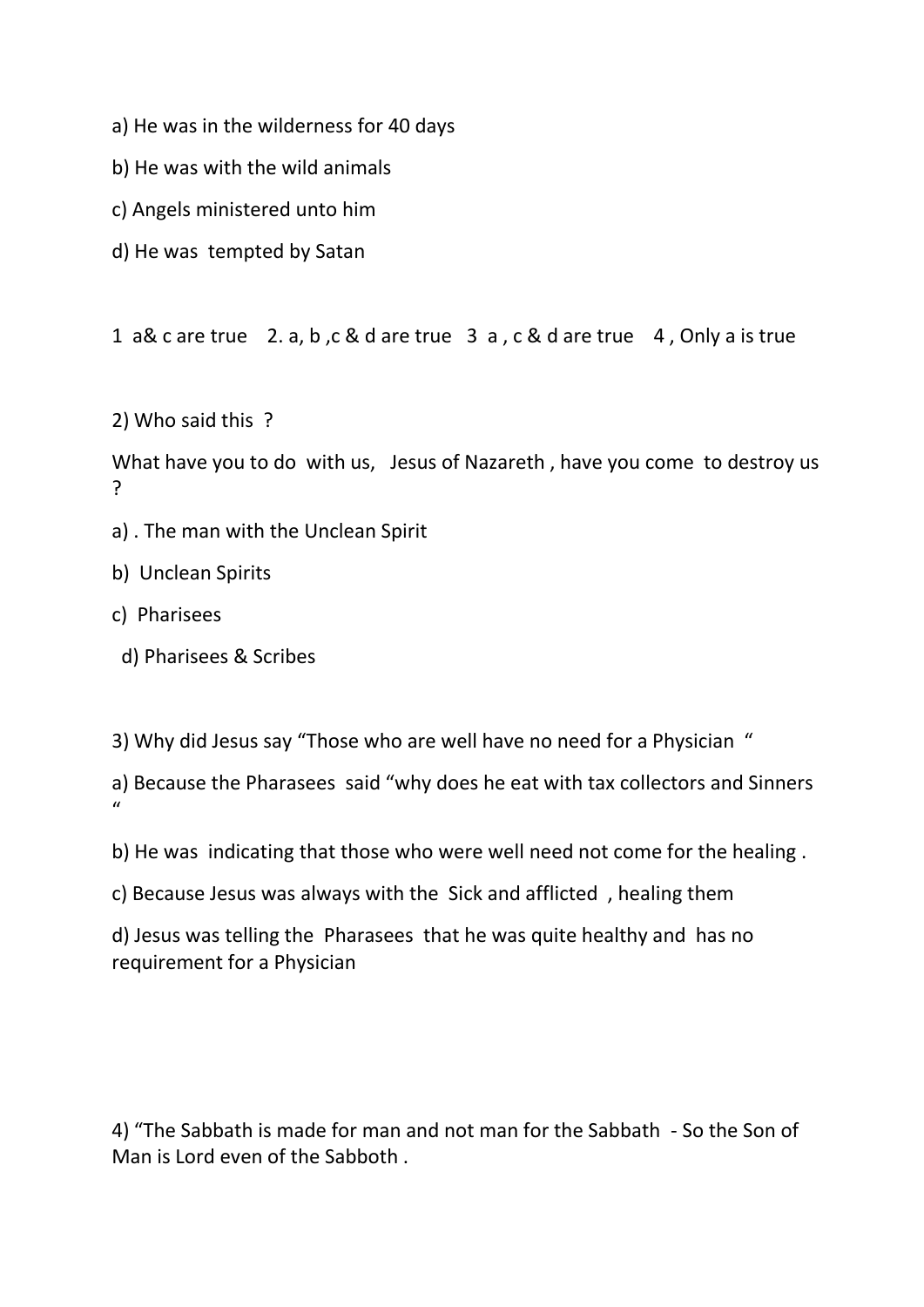a) He was in the wilderness for 40 days

b) He was with the wild animals

c) Angels ministered unto him

d) He was tempted by Satan

1 a& c are true 2. a, b ,c & d are true 3 a , c & d are true 4 , Only a is true

2) Who said this ?

What have you to do with us, Jesus of Nazareth , have you come to destroy us ?

a) . The man with the Unclean Spirit

b) Unclean Spirits

c) Pharisees

d) Pharisees & Scribes

3) Why did Jesus say "Those who are well have no need for a Physician "

a) Because the Pharasees said "why does he eat with tax collectors and Sinners "

b) He was indicating that those who were well need not come for the healing .

c) Because Jesus was always with the Sick and afflicted , healing them

d) Jesus was telling the Pharasees that he was quite healthy and has no requirement for a Physician

4) "The Sabbath is made for man and not man for the Sabbath - So the Son of Man is Lord even of the Sabboth .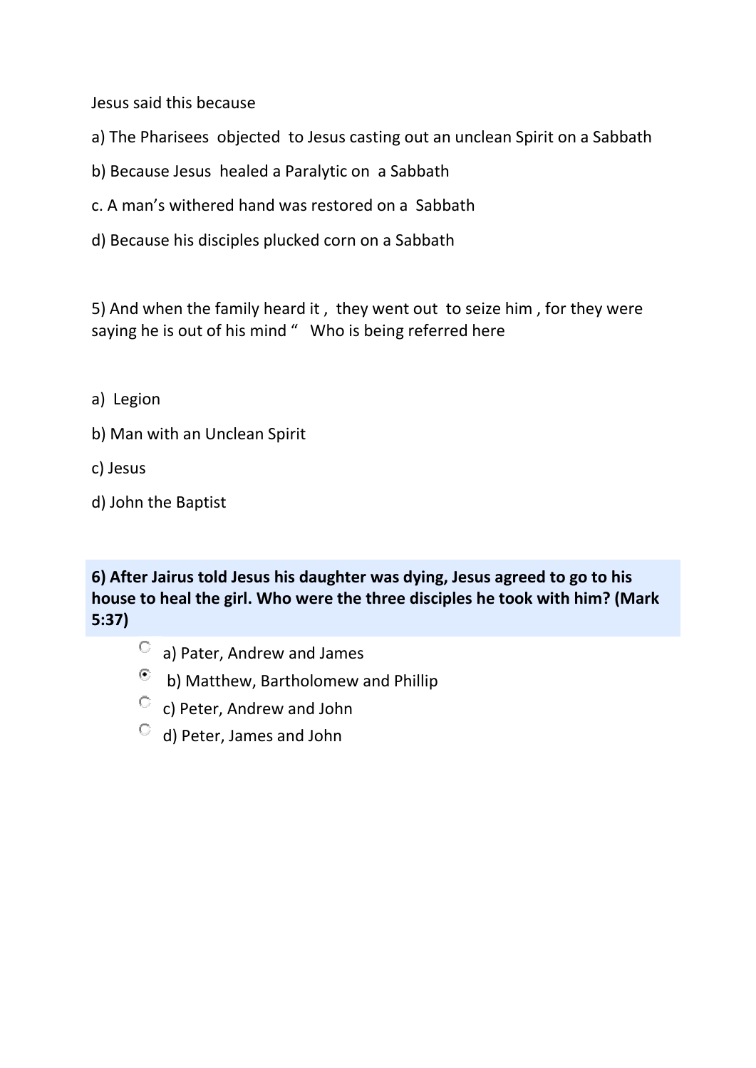Jesus said this because

a) The Pharisees objected to Jesus casting out an unclean Spirit on a Sabbath

b) Because Jesus healed a Paralytic on a Sabbath

c. A man's withered hand was restored on a Sabbath

d) Because his disciples plucked corn on a Sabbath

5) And when the family heard it , they went out to seize him , for they were saying he is out of his mind " Who is being referred here

a) Legion

b) Man with an Unclean Spirit

c) Jesus

d) John the Baptist

**6) After Jairus told Jesus his daughter was dying, Jesus agreed to go to his house to heal the girl. Who were the three disciples he took with him? (Mark 5:37)**

- ○ a) Pater, Andrew and James
- ◉ b) Matthew, Bartholomew and Phillip
- ○ c) Peter, Andrew and John
- ○ d) Peter, James and John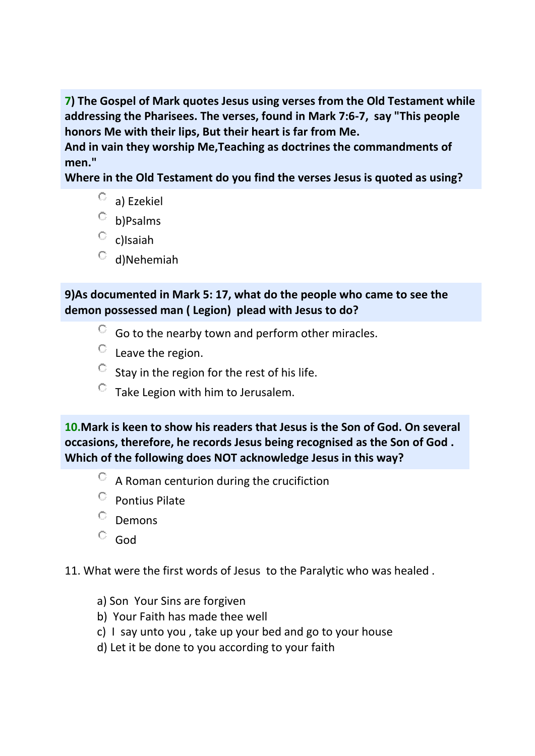**7) The Gospel of Mark quotes Jesus using verses from the Old Testament while addressing the Pharisees. The verses, found in Mark 7:6-7, say "This people honors Me with their lips, But their heart is far from Me.**
**And in vain they worship Me,Teaching as doctrines the commandments of men."**
**Where in the Old Testament do you find the verses Jesus is quoted as using?**

- a) Ezekiel
- b)Psalms
- c)Isaiah
- d)Nehemiah

**9)As documented in Mark 5: 17, what do the people who came to see the demon possessed man ( Legion) plead with Jesus to do?**

- Go to the nearby town and perform other miracles.
- Leave the region.
- Stay in the region for the rest of his life.
- Take Legion with him to Jerusalem.

**10.Mark is keen to show his readers that Jesus is the Son of God. On several occasions, therefore, he records Jesus being recognised as the Son of God . Which of the following does NOT acknowledge Jesus in this way?**

- A Roman centurion during the crucifiction
- Pontius Pilate
- Demons
- God

11. What were the first words of Jesus to the Paralytic who was healed .

a) Son Your Sins are forgiven
b) Your Faith has made thee well
c) I say unto you , take up your bed and go to your house
d) Let it be done to you according to your faith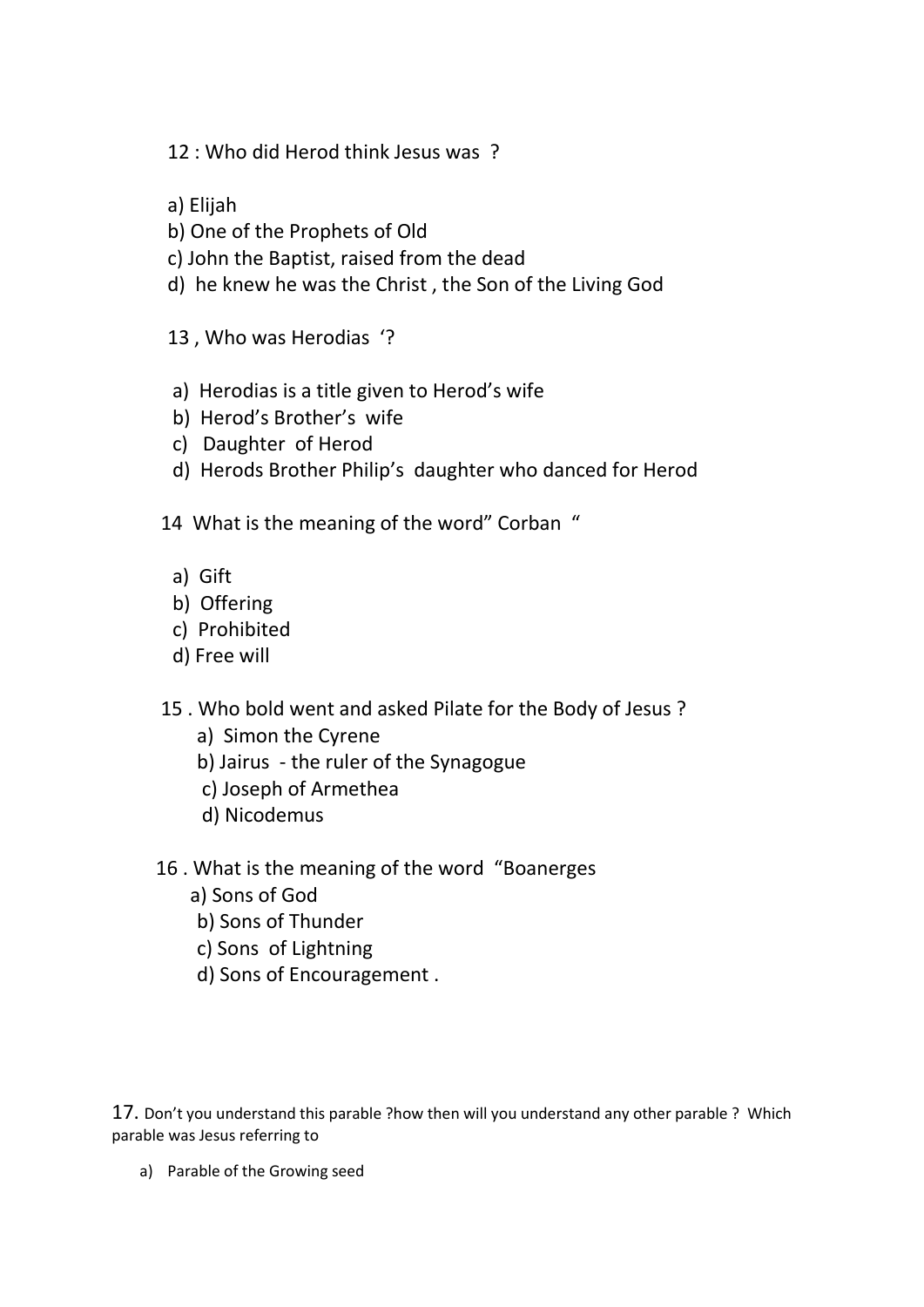12 : Who did Herod think Jesus was ?

a) Elijah
b) One of the Prophets of Old
c) John the Baptist, raised from the dead
d) he knew he was the Christ , the Son of the Living God

13 , Who was Herodias '?

a) Herodias is a title given to Herod's wife
b) Herod's Brother's wife
c) Daughter of Herod
d) Herods Brother Philip's daughter who danced for Herod

14 What is the meaning of the word" Corban "

a) Gift
b) Offering
c) Prohibited
d) Free will

15 . Who bold went and asked Pilate for the Body of Jesus ?
a) Simon the Cyrene
b) Jairus - the ruler of the Synagogue
c) Joseph of Armethea
d) Nicodemus

16 . What is the meaning of the word "Boanerges
a) Sons of God
b) Sons of Thunder
c) Sons of Lightning
d) Sons of Encouragement .

17. Don't you understand this parable ?how then will you understand any other parable ? Which parable was Jesus referring to

a) Parable of the Growing seed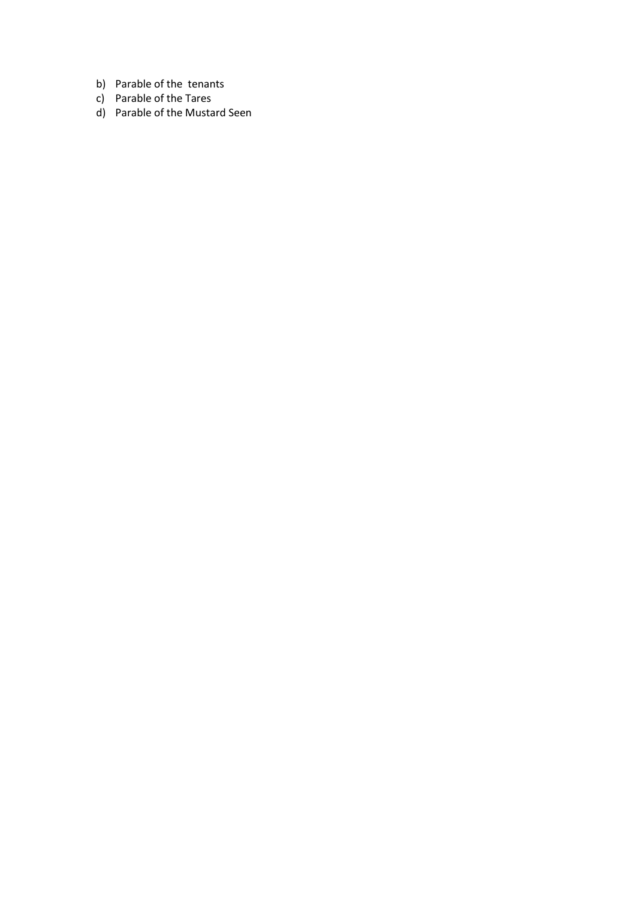b) Parable of the  tenants
c) Parable of the Tares
d) Parable of the Mustard Seen